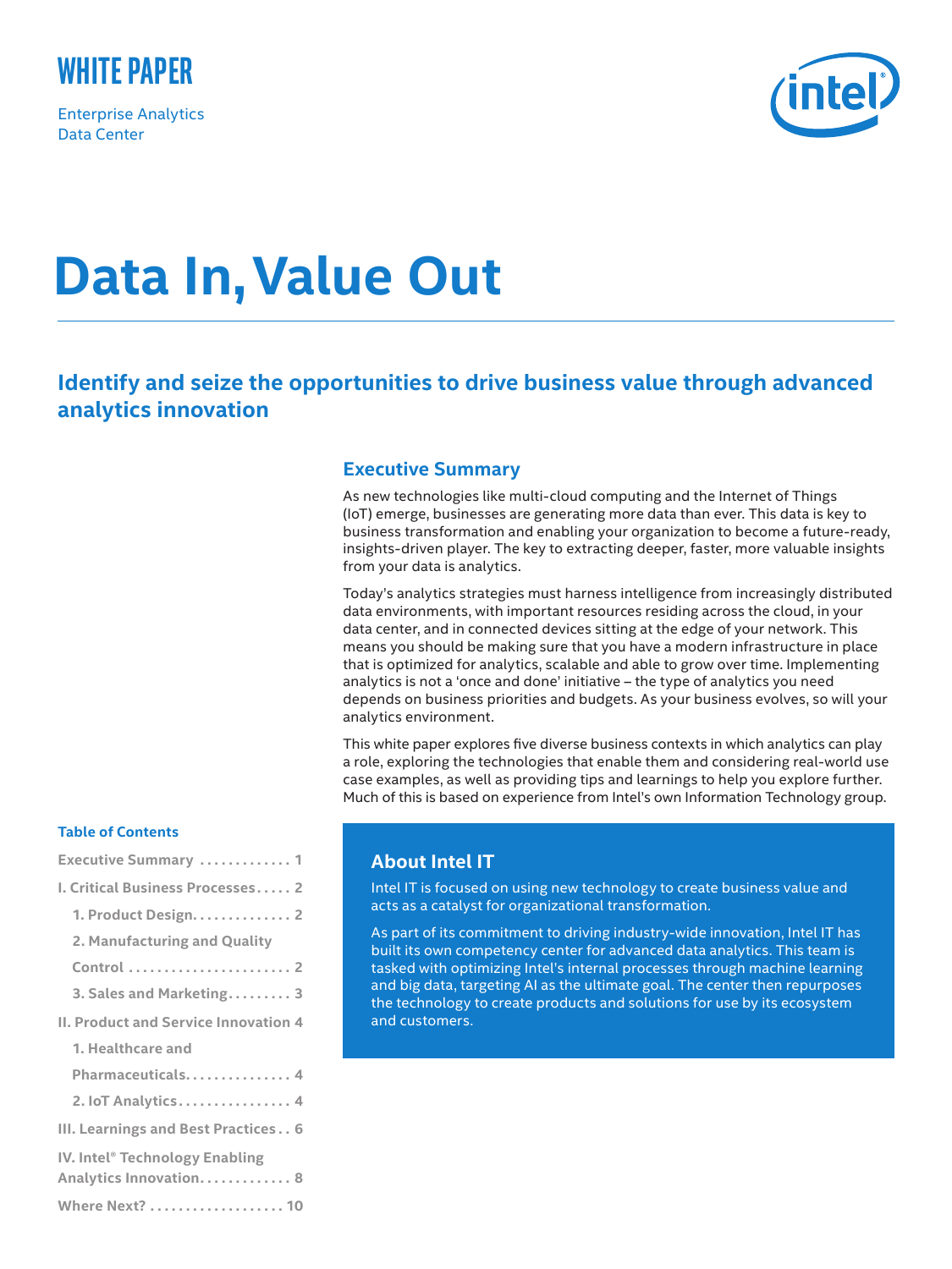WHITE PAPER

Enterprise Analytics
Data Center

# Data In, Value Out

## Identify and seize the opportunities to drive business value through advanced analytics innovation

### Executive Summary

As new technologies like multi-cloud computing and the Internet of Things (IoT) emerge, businesses are generating more data than ever. This data is key to business transformation and enabling your organization to become a future-ready, insights-driven player. The key to extracting deeper, faster, more valuable insights from your data is analytics.

Today's analytics strategies must harness intelligence from increasingly distributed data environments, with important resources residing across the cloud, in your data center, and in connected devices sitting at the edge of your network. This means you should be making sure that you have a modern infrastructure in place that is optimized for analytics, scalable and able to grow over time. Implementing analytics is not a 'once and done' initiative – the type of analytics you need depends on business priorities and budgets. As your business evolves, so will your analytics environment.

This white paper explores five diverse business contexts in which analytics can play a role, exploring the technologies that enable them and considering real-world use case examples, as well as providing tips and learnings to help you explore further. Much of this is based on experience from Intel's own Information Technology group.

### About Intel IT

Intel IT is focused on using new technology to create business value and acts as a catalyst for organizational transformation.

As part of its commitment to driving industry-wide innovation, Intel IT has built its own competency center for advanced data analytics. This team is tasked with optimizing Intel's internal processes through machine learning and big data, targeting AI as the ultimate goal. The center then repurposes the technology to create products and solutions for use by its ecosystem and customers.

### Table of Contents

- Executive Summary ............. 1
- I. Critical Business Processes ..... 2
  - 1. Product Design.............. 2
  - 2. Manufacturing and Quality Control ........................ 2
  - 3. Sales and Marketing.......... 3
- II. Product and Service Innovation 4
  - 1. Healthcare and Pharmaceuticals............... 4
  - 2. IoT Analytics................ 4
- III. Learnings and Best Practices . . 6
- IV. Intel® Technology Enabling Analytics Innovation............. 8
- Where Next? ................... 10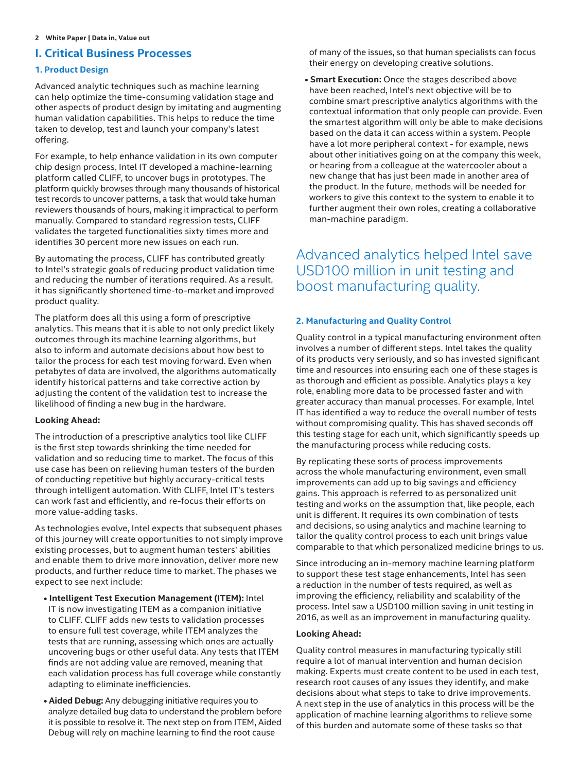## I. Critical Business Processes

### 1. Product Design

Advanced analytic techniques such as machine learning can help optimize the time-consuming validation stage and other aspects of product design by imitating and augmenting human validation capabilities. This helps to reduce the time taken to develop, test and launch your company's latest offering.

For example, to help enhance validation in its own computer chip design process, Intel IT developed a machine-learning platform called CLIFF, to uncover bugs in prototypes. The platform quickly browses through many thousands of historical test records to uncover patterns, a task that would take human reviewers thousands of hours, making it impractical to perform manually. Compared to standard regression tests, CLIFF validates the targeted functionalities sixty times more and identifies 30 percent more new issues on each run.

By automating the process, CLIFF has contributed greatly to Intel's strategic goals of reducing product validation time and reducing the number of iterations required. As a result, it has significantly shortened time-to-market and improved product quality.

The platform does all this using a form of prescriptive analytics. This means that it is able to not only predict likely outcomes through its machine learning algorithms, but also to inform and automate decisions about how best to tailor the process for each test moving forward. Even when petabytes of data are involved, the algorithms automatically identify historical patterns and take corrective action by adjusting the content of the validation test to increase the likelihood of finding a new bug in the hardware.

**Looking Ahead:**

The introduction of a prescriptive analytics tool like CLIFF is the first step towards shrinking the time needed for validation and so reducing time to market. The focus of this use case has been on relieving human testers of the burden of conducting repetitive but highly accuracy-critical tests through intelligent automation. With CLIFF, Intel IT's testers can work fast and efficiently, and re-focus their efforts on more value-adding tasks.

As technologies evolve, Intel expects that subsequent phases of this journey will create opportunities to not simply improve existing processes, but to augment human testers' abilities and enable them to drive more innovation, deliver more new products, and further reduce time to market. The phases we expect to see next include:

- **Intelligent Test Execution Management (ITEM):** Intel IT is now investigating ITEM as a companion initiative to CLIFF. CLIFF adds new tests to validation processes to ensure full test coverage, while ITEM analyzes the tests that are running, assessing which ones are actually uncovering bugs or other useful data. Any tests that ITEM finds are not adding value are removed, meaning that each validation process has full coverage while constantly adapting to eliminate inefficiencies.
- **Aided Debug:** Any debugging initiative requires you to analyze detailed bug data to understand the problem before it is possible to resolve it. The next step on from ITEM, Aided Debug will rely on machine learning to find the root cause of many of the issues, so that human specialists can focus their energy on developing creative solutions.
- **Smart Execution:** Once the stages described above have been reached, Intel's next objective will be to combine smart prescriptive analytics algorithms with the contextual information that only people can provide. Even the smartest algorithm will only be able to make decisions based on the data it can access within a system. People have a lot more peripheral context - for example, news about other initiatives going on at the company this week, or hearing from a colleague at the watercooler about a new change that has just been made in another area of the product. In the future, methods will be needed for workers to give this context to the system to enable it to further augment their own roles, creating a collaborative man-machine paradigm.

Advanced analytics helped Intel save USD100 million in unit testing and boost manufacturing quality.

### 2. Manufacturing and Quality Control

Quality control in a typical manufacturing environment often involves a number of different steps. Intel takes the quality of its products very seriously, and so has invested significant time and resources into ensuring each one of these stages is as thorough and efficient as possible. Analytics plays a key role, enabling more data to be processed faster and with greater accuracy than manual processes. For example, Intel IT has identified a way to reduce the overall number of tests without compromising quality. This has shaved seconds off this testing stage for each unit, which significantly speeds up the manufacturing process while reducing costs.

By replicating these sorts of process improvements across the whole manufacturing environment, even small improvements can add up to big savings and efficiency gains. This approach is referred to as personalized unit testing and works on the assumption that, like people, each unit is different. It requires its own combination of tests and decisions, so using analytics and machine learning to tailor the quality control process to each unit brings value comparable to that which personalized medicine brings to us.

Since introducing an in-memory machine learning platform to support these test stage enhancements, Intel has seen a reduction in the number of tests required, as well as improving the efficiency, reliability and scalability of the process. Intel saw a USD100 million saving in unit testing in 2016, as well as an improvement in manufacturing quality.

**Looking Ahead:**

Quality control measures in manufacturing typically still require a lot of manual intervention and human decision making. Experts must create content to be used in each test, research root causes of any issues they identify, and make decisions about what steps to take to drive improvements. A next step in the use of analytics in this process will be the application of machine learning algorithms to relieve some of this burden and automate some of these tasks so that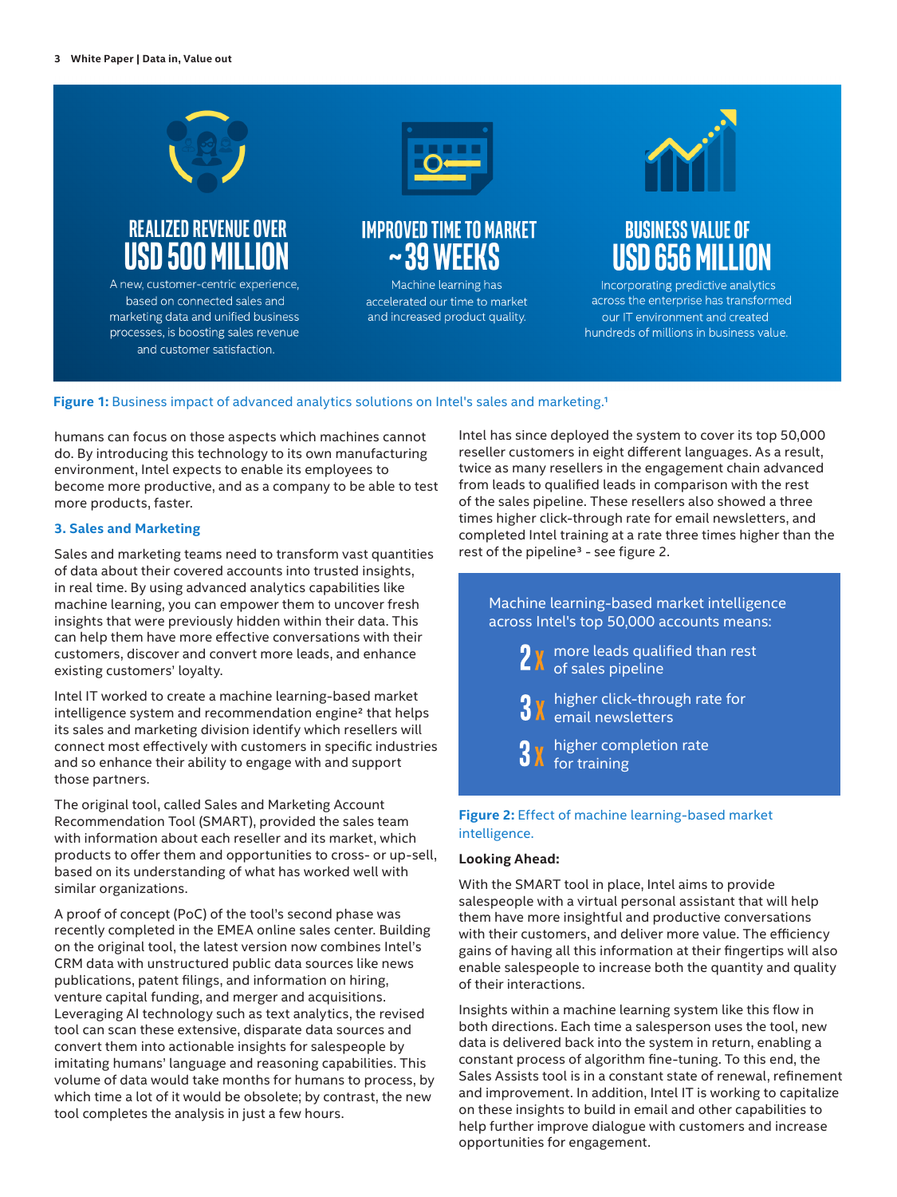**REALIZED REVENUE OVER USD 500 MILLION**

A new, customer-centric experience, based on connected sales and marketing data and unified business processes, is boosting sales revenue and customer satisfaction.

**IMPROVED TIME TO MARKET ~39 WEEKS**

Machine learning has accelerated our time to market and increased product quality.

**BUSINESS VALUE OF USD 656 MILLION**

Incorporating predictive analytics across the enterprise has transformed our IT environment and created hundreds of millions in business value.

**Figure 1:** Business impact of advanced analytics solutions on Intel's sales and marketing.[1]

humans can focus on those aspects which machines cannot do. By introducing this technology to its own manufacturing environment, Intel expects to enable its employees to become more productive, and as a company to be able to test more products, faster.

### 3. Sales and Marketing

Sales and marketing teams need to transform vast quantities of data about their covered accounts into trusted insights, in real time. By using advanced analytics capabilities like machine learning, you can empower them to uncover fresh insights that were previously hidden within their data. This can help them have more effective conversations with their customers, discover and convert more leads, and enhance existing customers' loyalty.

Intel IT worked to create a machine learning-based market intelligence system and recommendation engine[2] that helps its sales and marketing division identify which resellers will connect most effectively with customers in specific industries and so enhance their ability to engage with and support those partners.

The original tool, called Sales and Marketing Account Recommendation Tool (SMART), provided the sales team with information about each reseller and its market, which products to offer them and opportunities to cross- or up-sell, based on its understanding of what has worked well with similar organizations.

A proof of concept (PoC) of the tool's second phase was recently completed in the EMEA online sales center. Building on the original tool, the latest version now combines Intel's CRM data with unstructured public data sources like news publications, patent filings, and information on hiring, venture capital funding, and merger and acquisitions. Leveraging AI technology such as text analytics, the revised tool can scan these extensive, disparate data sources and convert them into actionable insights for salespeople by imitating humans' language and reasoning capabilities. This volume of data would take months for humans to process, by which time a lot of it would be obsolete; by contrast, the new tool completes the analysis in just a few hours.

Intel has since deployed the system to cover its top 50,000 reseller customers in eight different languages. As a result, twice as many resellers in the engagement chain advanced from leads to qualified leads in comparison with the rest of the sales pipeline. These resellers also showed a three times higher click-through rate for email newsletters, and completed Intel training at a rate three times higher than the rest of the pipeline[3] - see figure 2.

Machine learning-based market intelligence across Intel's top 50,000 accounts means:

- **2x** more leads qualified than rest of sales pipeline
- **3x** higher click-through rate for email newsletters
- **3x** higher completion rate for training

**Figure 2:** Effect of machine learning-based market intelligence.

**Looking Ahead:**

With the SMART tool in place, Intel aims to provide salespeople with a virtual personal assistant that will help them have more insightful and productive conversations with their customers, and deliver more value. The efficiency gains of having all this information at their fingertips will also enable salespeople to increase both the quantity and quality of their interactions.

Insights within a machine learning system like this flow in both directions. Each time a salesperson uses the tool, new data is delivered back into the system in return, enabling a constant process of algorithm fine-tuning. To this end, the Sales Assists tool is in a constant state of renewal, refinement and improvement. In addition, Intel IT is working to capitalize on these insights to build in email and other capabilities to help further improve dialogue with customers and increase opportunities for engagement.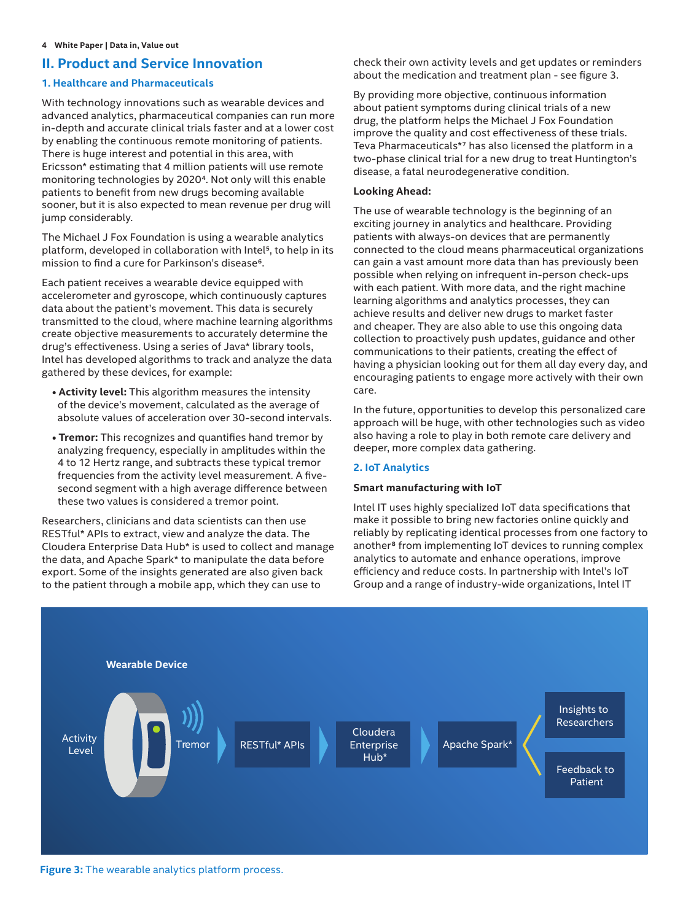## II. Product and Service Innovation

### 1. Healthcare and Pharmaceuticals

With technology innovations such as wearable devices and advanced analytics, pharmaceutical companies can run more in-depth and accurate clinical trials faster and at a lower cost by enabling the continuous remote monitoring of patients. There is huge interest and potential in this area, with Ericsson* estimating that 4 million patients will use remote monitoring technologies by 2020[4]. Not only will this enable patients to benefit from new drugs becoming available sooner, but it is also expected to mean revenue per drug will jump considerably.

The Michael J Fox Foundation is using a wearable analytics platform, developed in collaboration with Intel[5], to help in its mission to find a cure for Parkinson's disease[6].

Each patient receives a wearable device equipped with accelerometer and gyroscope, which continuously captures data about the patient's movement. This data is securely transmitted to the cloud, where machine learning algorithms create objective measurements to accurately determine the drug's effectiveness. Using a series of Java* library tools, Intel has developed algorithms to track and analyze the data gathered by these devices, for example:

- **Activity level:** This algorithm measures the intensity of the device's movement, calculated as the average of absolute values of acceleration over 30-second intervals.
- **Tremor:** This recognizes and quantifies hand tremor by analyzing frequency, especially in amplitudes within the 4 to 12 Hertz range, and subtracts these typical tremor frequencies from the activity level measurement. A five-second segment with a high average difference between these two values is considered a tremor point.

Researchers, clinicians and data scientists can then use RESTful* APIs to extract, view and analyze the data. The Cloudera Enterprise Data Hub* is used to collect and manage the data, and Apache Spark* to manipulate the data before export. Some of the insights generated are also given back to the patient through a mobile app, which they can use to check their own activity levels and get updates or reminders about the medication and treatment plan - see figure 3.

By providing more objective, continuous information about patient symptoms during clinical trials of a new drug, the platform helps the Michael J Fox Foundation improve the quality and cost effectiveness of these trials. Teva Pharmaceuticals*[7] has also licensed the platform in a two-phase clinical trial for a new drug to treat Huntington's disease, a fatal neurodegenerative condition.

**Looking Ahead:**

The use of wearable technology is the beginning of an exciting journey in analytics and healthcare. Providing patients with always-on devices that are permanently connected to the cloud means pharmaceutical organizations can gain a vast amount more data than has previously been possible when relying on infrequent in-person check-ups with each patient. With more data, and the right machine learning algorithms and analytics processes, they can achieve results and deliver new drugs to market faster and cheaper. They are also able to use this ongoing data collection to proactively push updates, guidance and other communications to their patients, creating the effect of having a physician looking out for them all day every day, and encouraging patients to engage more actively with their own care.

In the future, opportunities to develop this personalized care approach will be huge, with other technologies such as video also having a role to play in both remote care delivery and deeper, more complex data gathering.

### 2. IoT Analytics

**Smart manufacturing with IoT**

Intel IT uses highly specialized IoT data specifications that make it possible to bring new factories online quickly and reliably by replicating identical processes from one factory to another[8] from implementing IoT devices to running complex analytics to automate and enhance operations, improve efficiency and reduce costs. In partnership with Intel's IoT Group and a range of industry-wide organizations, Intel IT

Wearable Device

Activity Level | Tremor → RESTful* APIs → Cloudera Enterprise Hub* → Apache Spark* → Insights to Researchers / Feedback to Patient

**Figure 3:** The wearable analytics platform process.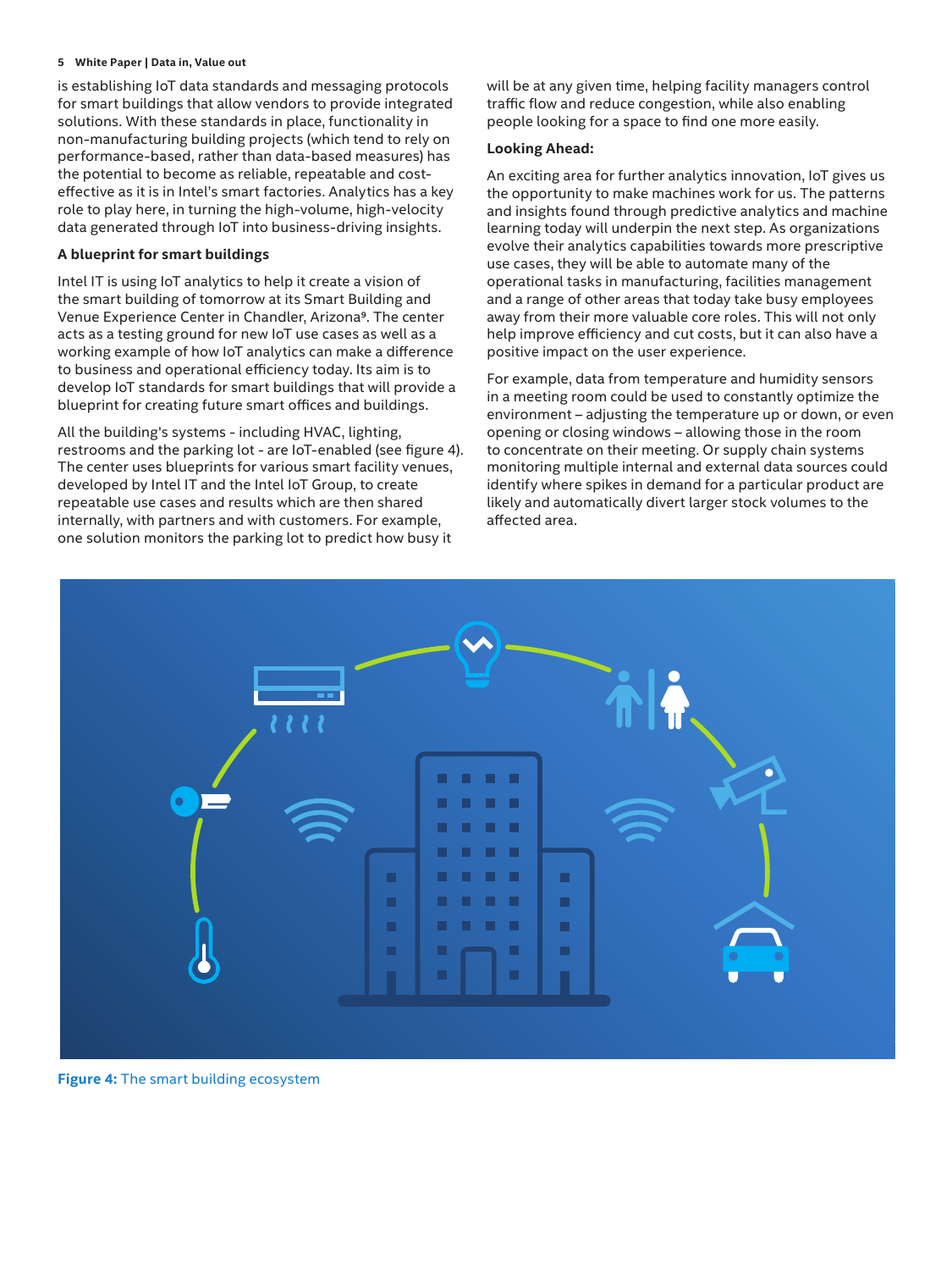is establishing IoT data standards and messaging protocols for smart buildings that allow vendors to provide integrated solutions. With these standards in place, functionality in non-manufacturing building projects (which tend to rely on performance-based, rather than data-based measures) has the potential to become as reliable, repeatable and cost-effective as it is in Intel's smart factories. Analytics has a key role to play here, in turning the high-volume, high-velocity data generated through IoT into business-driving insights.

**A blueprint for smart buildings**

Intel IT is using IoT analytics to help it create a vision of the smart building of tomorrow at its Smart Building and Venue Experience Center in Chandler, Arizona[9]. The center acts as a testing ground for new IoT use cases as well as a working example of how IoT analytics can make a difference to business and operational efficiency today. Its aim is to develop IoT standards for smart buildings that will provide a blueprint for creating future smart offices and buildings.

All the building's systems - including HVAC, lighting, restrooms and the parking lot - are IoT-enabled (see figure 4). The center uses blueprints for various smart facility venues, developed by Intel IT and the Intel IoT Group, to create repeatable use cases and results which are then shared internally, with partners and with customers. For example, one solution monitors the parking lot to predict how busy it will be at any given time, helping facility managers control traffic flow and reduce congestion, while also enabling people looking for a space to find one more easily.

**Looking Ahead:**

An exciting area for further analytics innovation, IoT gives us the opportunity to make machines work for us. The patterns and insights found through predictive analytics and machine learning today will underpin the next step. As organizations evolve their analytics capabilities towards more prescriptive use cases, they will be able to automate many of the operational tasks in manufacturing, facilities management and a range of other areas that today take busy employees away from their more valuable core roles. This will not only help improve efficiency and cut costs, but it can also have a positive impact on the user experience.

For example, data from temperature and humidity sensors in a meeting room could be used to constantly optimize the environment – adjusting the temperature up or down, or even opening or closing windows – allowing those in the room to concentrate on their meeting. Or supply chain systems monitoring multiple internal and external data sources could identify where spikes in demand for a particular product are likely and automatically divert larger stock volumes to the affected area.

**Figure 4:** The smart building ecosystem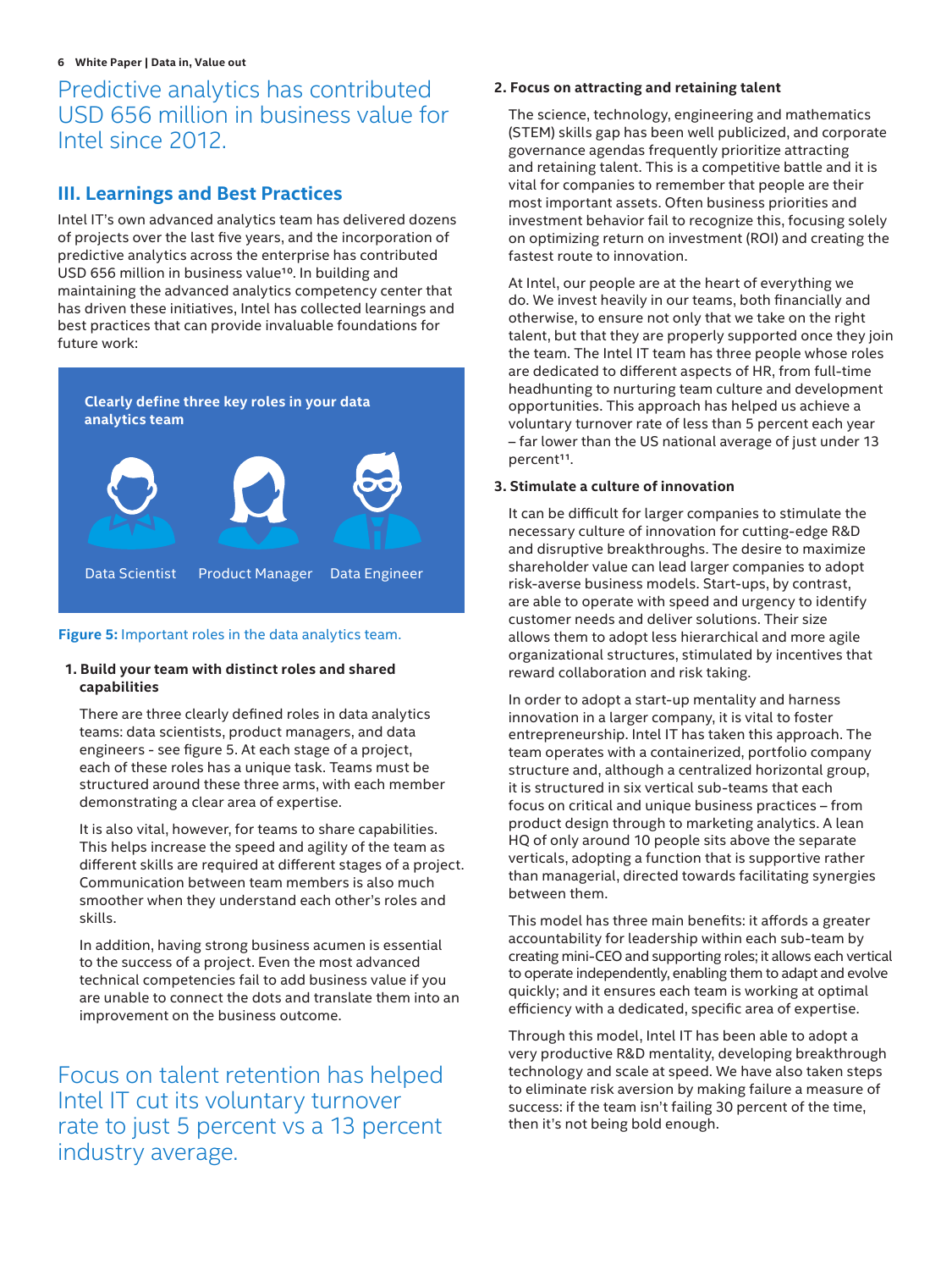Predictive analytics has contributed USD 656 million in business value for Intel since 2012.

## III. Learnings and Best Practices

Intel IT's own advanced analytics team has delivered dozens of projects over the last five years, and the incorporation of predictive analytics across the enterprise has contributed USD 656 million in business value[10]. In building and maintaining the advanced analytics competency center that has driven these initiatives, Intel has collected learnings and best practices that can provide invaluable foundations for future work:

**Clearly define three key roles in your data analytics team**

Data Scientist | Product Manager | Data Engineer

**Figure 5:** Important roles in the data analytics team.

**1. Build your team with distinct roles and shared capabilities**

There are three clearly defined roles in data analytics teams: data scientists, product managers, and data engineers - see figure 5. At each stage of a project, each of these roles has a unique task. Teams must be structured around these three arms, with each member demonstrating a clear area of expertise.

It is also vital, however, for teams to share capabilities. This helps increase the speed and agility of the team as different skills are required at different stages of a project. Communication between team members is also much smoother when they understand each other's roles and skills.

In addition, having strong business acumen is essential to the success of a project. Even the most advanced technical competencies fail to add business value if you are unable to connect the dots and translate them into an improvement on the business outcome.

Focus on talent retention has helped Intel IT cut its voluntary turnover rate to just 5 percent vs a 13 percent industry average.

**2. Focus on attracting and retaining talent**

The science, technology, engineering and mathematics (STEM) skills gap has been well publicized, and corporate governance agendas frequently prioritize attracting and retaining talent. This is a competitive battle and it is vital for companies to remember that people are their most important assets. Often business priorities and investment behavior fail to recognize this, focusing solely on optimizing return on investment (ROI) and creating the fastest route to innovation.

At Intel, our people are at the heart of everything we do. We invest heavily in our teams, both financially and otherwise, to ensure not only that we take on the right talent, but that they are properly supported once they join the team. The Intel IT team has three people whose roles are dedicated to different aspects of HR, from full-time headhunting to nurturing team culture and development opportunities. This approach has helped us achieve a voluntary turnover rate of less than 5 percent each year – far lower than the US national average of just under 13 percent[11].

**3. Stimulate a culture of innovation**

It can be difficult for larger companies to stimulate the necessary culture of innovation for cutting-edge R&D and disruptive breakthroughs. The desire to maximize shareholder value can lead larger companies to adopt risk-averse business models. Start-ups, by contrast, are able to operate with speed and urgency to identify customer needs and deliver solutions. Their size allows them to adopt less hierarchical and more agile organizational structures, stimulated by incentives that reward collaboration and risk taking.

In order to adopt a start-up mentality and harness innovation in a larger company, it is vital to foster entrepreneurship. Intel IT has taken this approach. The team operates with a containerized, portfolio company structure and, although a centralized horizontal group, it is structured in six vertical sub-teams that each focus on critical and unique business practices – from product design through to marketing analytics. A lean HQ of only around 10 people sits above the separate verticals, adopting a function that is supportive rather than managerial, directed towards facilitating synergies between them.

This model has three main benefits: it affords a greater accountability for leadership within each sub-team by creating mini-CEO and supporting roles; it allows each vertical to operate independently, enabling them to adapt and evolve quickly; and it ensures each team is working at optimal efficiency with a dedicated, specific area of expertise.

Through this model, Intel IT has been able to adopt a very productive R&D mentality, developing breakthrough technology and scale at speed. We have also taken steps to eliminate risk aversion by making failure a measure of success: if the team isn't failing 30 percent of the time, then it's not being bold enough.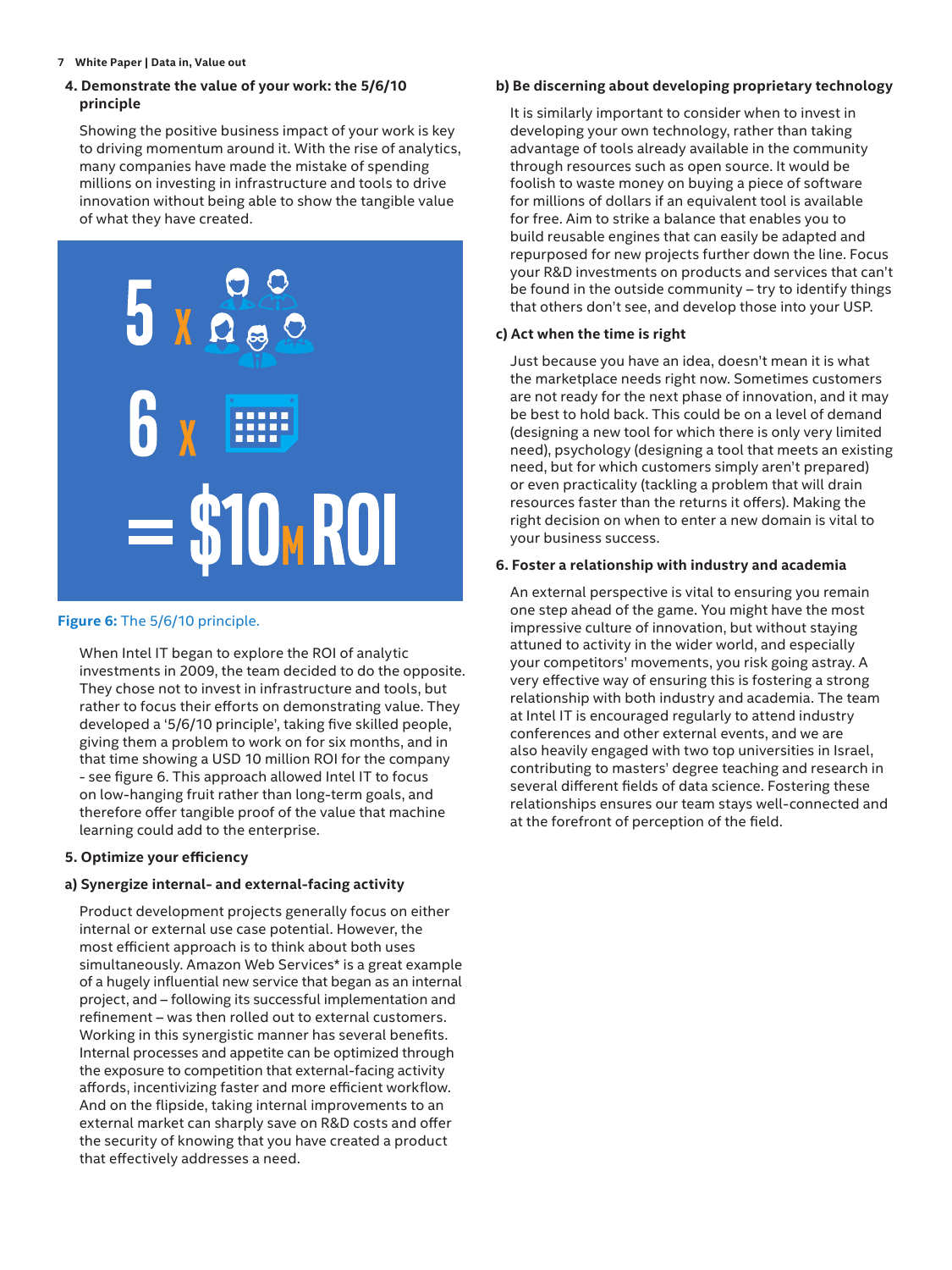### 4. Demonstrate the value of your work: the 5/6/10 principle

Showing the positive business impact of your work is key to driving momentum around it. With the rise of analytics, many companies have made the mistake of spending millions on investing in infrastructure and tools to drive innovation without being able to show the tangible value of what they have created.

5 x 6 x = $10M ROI

**Figure 6:** The 5/6/10 principle.

When Intel IT began to explore the ROI of analytic investments in 2009, the team decided to do the opposite. They chose not to invest in infrastructure and tools, but rather to focus their efforts on demonstrating value. They developed a '5/6/10 principle', taking five skilled people, giving them a problem to work on for six months, and in that time showing a USD 10 million ROI for the company - see figure 6. This approach allowed Intel IT to focus on low-hanging fruit rather than long-term goals, and therefore offer tangible proof of the value that machine learning could add to the enterprise.

### 5. Optimize your efficiency

#### a) Synergize internal- and external-facing activity

Product development projects generally focus on either internal or external use case potential. However, the most efficient approach is to think about both uses simultaneously. Amazon Web Services* is a great example of a hugely influential new service that began as an internal project, and – following its successful implementation and refinement – was then rolled out to external customers. Working in this synergistic manner has several benefits. Internal processes and appetite can be optimized through the exposure to competition that external-facing activity affords, incentivizing faster and more efficient workflow. And on the flipside, taking internal improvements to an external market can sharply save on R&D costs and offer the security of knowing that you have created a product that effectively addresses a need.

#### b) Be discerning about developing proprietary technology

It is similarly important to consider when to invest in developing your own technology, rather than taking advantage of tools already available in the community through resources such as open source. It would be foolish to waste money on buying a piece of software for millions of dollars if an equivalent tool is available for free. Aim to strike a balance that enables you to build reusable engines that can easily be adapted and repurposed for new projects further down the line. Focus your R&D investments on products and services that can't be found in the outside community – try to identify things that others don't see, and develop those into your USP.

#### c) Act when the time is right

Just because you have an idea, doesn't mean it is what the marketplace needs right now. Sometimes customers are not ready for the next phase of innovation, and it may be best to hold back. This could be on a level of demand (designing a new tool for which there is only very limited need), psychology (designing a tool that meets an existing need, but for which customers simply aren't prepared) or even practicality (tackling a problem that will drain resources faster than the returns it offers). Making the right decision on when to enter a new domain is vital to your business success.

### 6. Foster a relationship with industry and academia

An external perspective is vital to ensuring you remain one step ahead of the game. You might have the most impressive culture of innovation, but without staying attuned to activity in the wider world, and especially your competitors' movements, you risk going astray. A very effective way of ensuring this is fostering a strong relationship with both industry and academia. The team at Intel IT is encouraged regularly to attend industry conferences and other external events, and we are also heavily engaged with two top universities in Israel, contributing to masters' degree teaching and research in several different fields of data science. Fostering these relationships ensures our team stays well-connected and at the forefront of perception of the field.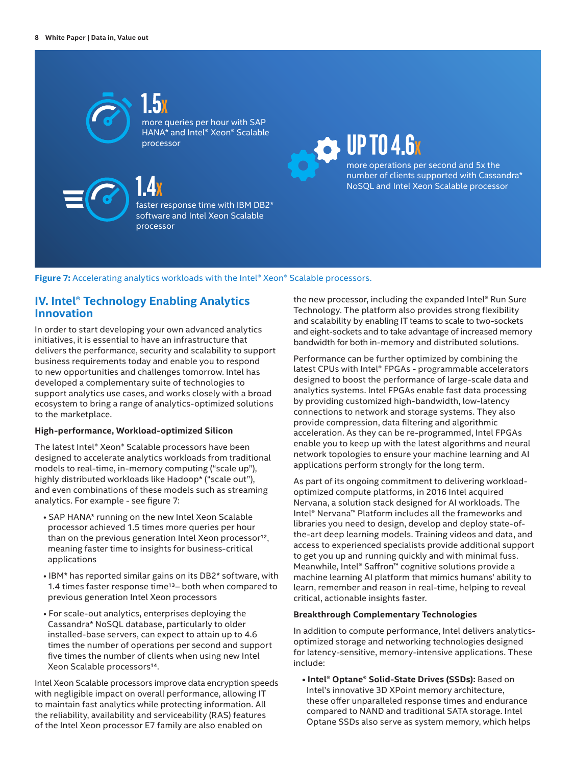1.5x

more queries per hour with SAP HANA* and Intel® Xeon® Scalable processor

1.4x

faster response time with IBM DB2* software and Intel Xeon Scalable processor

UP TO 4.6x

more operations per second and 5x the number of clients supported with Cassandra* NoSQL and Intel Xeon Scalable processor

**Figure 7:** Accelerating analytics workloads with the Intel® Xeon® Scalable processors.

## IV. Intel® Technology Enabling Analytics Innovation

In order to start developing your own advanced analytics initiatives, it is essential to have an infrastructure that delivers the performance, security and scalability to support business requirements today and enable you to respond to new opportunities and challenges tomorrow. Intel has developed a complementary suite of technologies to support analytics use cases, and works closely with a broad ecosystem to bring a range of analytics-optimized solutions to the marketplace.

### High-performance, Workload-optimized Silicon

The latest Intel® Xeon® Scalable processors have been designed to accelerate analytics workloads from traditional models to real-time, in-memory computing ("scale up"), highly distributed workloads like Hadoop* ("scale out"), and even combinations of these models such as streaming analytics. For example - see figure 7:

- SAP HANA* running on the new Intel Xeon Scalable processor achieved 1.5 times more queries per hour than on the previous generation Intel Xeon processor[12], meaning faster time to insights for business-critical applications
- IBM* has reported similar gains on its DB2* software, with 1.4 times faster response time[13]– both when compared to previous generation Intel Xeon processors
- For scale-out analytics, enterprises deploying the Cassandra* NoSQL database, particularly to older installed-base servers, can expect to attain up to 4.6 times the number of operations per second and support five times the number of clients when using new Intel Xeon Scalable processors[14].

Intel Xeon Scalable processors improve data encryption speeds with negligible impact on overall performance, allowing IT to maintain fast analytics while protecting information. All the reliability, availability and serviceability (RAS) features of the Intel Xeon processor E7 family are also enabled on the new processor, including the expanded Intel® Run Sure Technology. The platform also provides strong flexibility and scalability by enabling IT teams to scale to two-sockets and eight-sockets and to take advantage of increased memory bandwidth for both in-memory and distributed solutions.

Performance can be further optimized by combining the latest CPUs with Intel® FPGAs - programmable accelerators designed to boost the performance of large-scale data and analytics systems. Intel FPGAs enable fast data processing by providing customized high-bandwidth, low-latency connections to network and storage systems. They also provide compression, data filtering and algorithmic acceleration. As they can be re-programmed, Intel FPGAs enable you to keep up with the latest algorithms and neural network topologies to ensure your machine learning and AI applications perform strongly for the long term.

As part of its ongoing commitment to delivering workload-optimized compute platforms, in 2016 Intel acquired Nervana, a solution stack designed for AI workloads. The Intel® Nervana™ Platform includes all the frameworks and libraries you need to design, develop and deploy state-of-the-art deep learning models. Training videos and data, and access to experienced specialists provide additional support to get you up and running quickly and with minimal fuss. Meanwhile, Intel® Saffron™ cognitive solutions provide a machine learning AI platform that mimics humans' ability to learn, remember and reason in real-time, helping to reveal critical, actionable insights faster.

### Breakthrough Complementary Technologies

In addition to compute performance, Intel delivers analytics-optimized storage and networking technologies designed for latency-sensitive, memory-intensive applications. These include:

- **Intel® Optane® Solid-State Drives (SSDs):** Based on Intel's innovative 3D XPoint memory architecture, these offer unparalleled response times and endurance compared to NAND and traditional SATA storage. Intel Optane SSDs also serve as system memory, which helps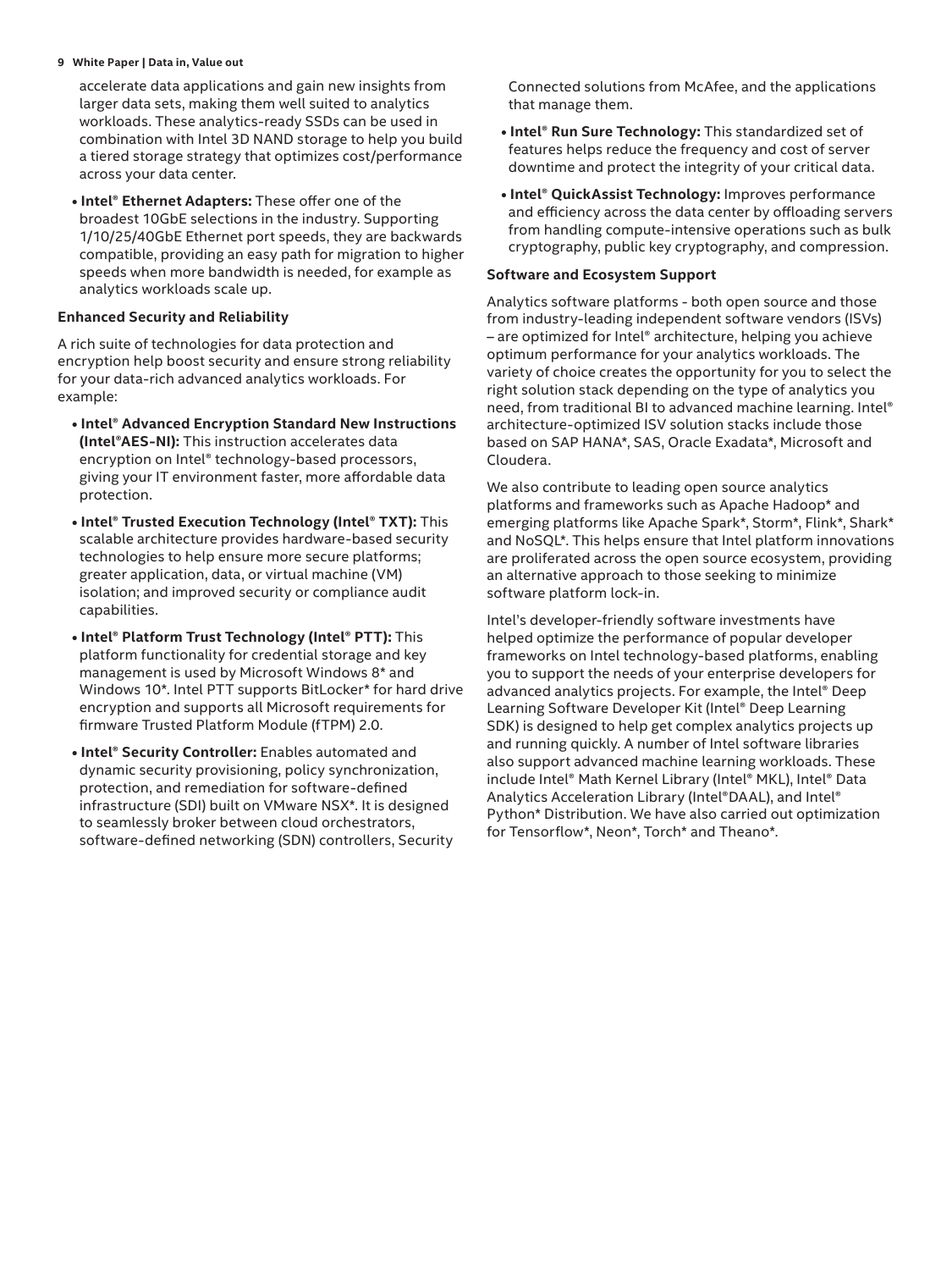accelerate data applications and gain new insights from larger data sets, making them well suited to analytics workloads. These analytics-ready SSDs can be used in combination with Intel 3D NAND storage to help you build a tiered storage strategy that optimizes cost/performance across your data center.

- **Intel® Ethernet Adapters:** These offer one of the broadest 10GbE selections in the industry. Supporting 1/10/25/40GbE Ethernet port speeds, they are backwards compatible, providing an easy path for migration to higher speeds when more bandwidth is needed, for example as analytics workloads scale up.

**Enhanced Security and Reliability**

A rich suite of technologies for data protection and encryption help boost security and ensure strong reliability for your data-rich advanced analytics workloads. For example:

- **Intel® Advanced Encryption Standard New Instructions (Intel®AES-NI):** This instruction accelerates data encryption on Intel® technology-based processors, giving your IT environment faster, more affordable data protection.
- **Intel® Trusted Execution Technology (Intel® TXT):** This scalable architecture provides hardware-based security technologies to help ensure more secure platforms; greater application, data, or virtual machine (VM) isolation; and improved security or compliance audit capabilities.
- **Intel® Platform Trust Technology (Intel® PTT):** This platform functionality for credential storage and key management is used by Microsoft Windows 8* and Windows 10*. Intel PTT supports BitLocker* for hard drive encryption and supports all Microsoft requirements for firmware Trusted Platform Module (fTPM) 2.0.
- **Intel® Security Controller:** Enables automated and dynamic security provisioning, policy synchronization, protection, and remediation for software-defined infrastructure (SDI) built on VMware NSX*. It is designed to seamlessly broker between cloud orchestrators, software-defined networking (SDN) controllers, Security Connected solutions from McAfee, and the applications that manage them.
- **Intel® Run Sure Technology:** This standardized set of features helps reduce the frequency and cost of server downtime and protect the integrity of your critical data.
- **Intel® QuickAssist Technology:** Improves performance and efficiency across the data center by offloading servers from handling compute-intensive operations such as bulk cryptography, public key cryptography, and compression.

**Software and Ecosystem Support**

Analytics software platforms - both open source and those from industry-leading independent software vendors (ISVs) – are optimized for Intel® architecture, helping you achieve optimum performance for your analytics workloads. The variety of choice creates the opportunity for you to select the right solution stack depending on the type of analytics you need, from traditional BI to advanced machine learning. Intel® architecture-optimized ISV solution stacks include those based on SAP HANA*, SAS, Oracle Exadata*, Microsoft and Cloudera.

We also contribute to leading open source analytics platforms and frameworks such as Apache Hadoop* and emerging platforms like Apache Spark*, Storm*, Flink*, Shark* and NoSQL*. This helps ensure that Intel platform innovations are proliferated across the open source ecosystem, providing an alternative approach to those seeking to minimize software platform lock-in.

Intel's developer-friendly software investments have helped optimize the performance of popular developer frameworks on Intel technology-based platforms, enabling you to support the needs of your enterprise developers for advanced analytics projects. For example, the Intel® Deep Learning Software Developer Kit (Intel® Deep Learning SDK) is designed to help get complex analytics projects up and running quickly. A number of Intel software libraries also support advanced machine learning workloads. These include Intel® Math Kernel Library (Intel® MKL), Intel® Data Analytics Acceleration Library (Intel®DAAL), and Intel® Python* Distribution. We have also carried out optimization for Tensorflow*, Neon*, Torch* and Theano*.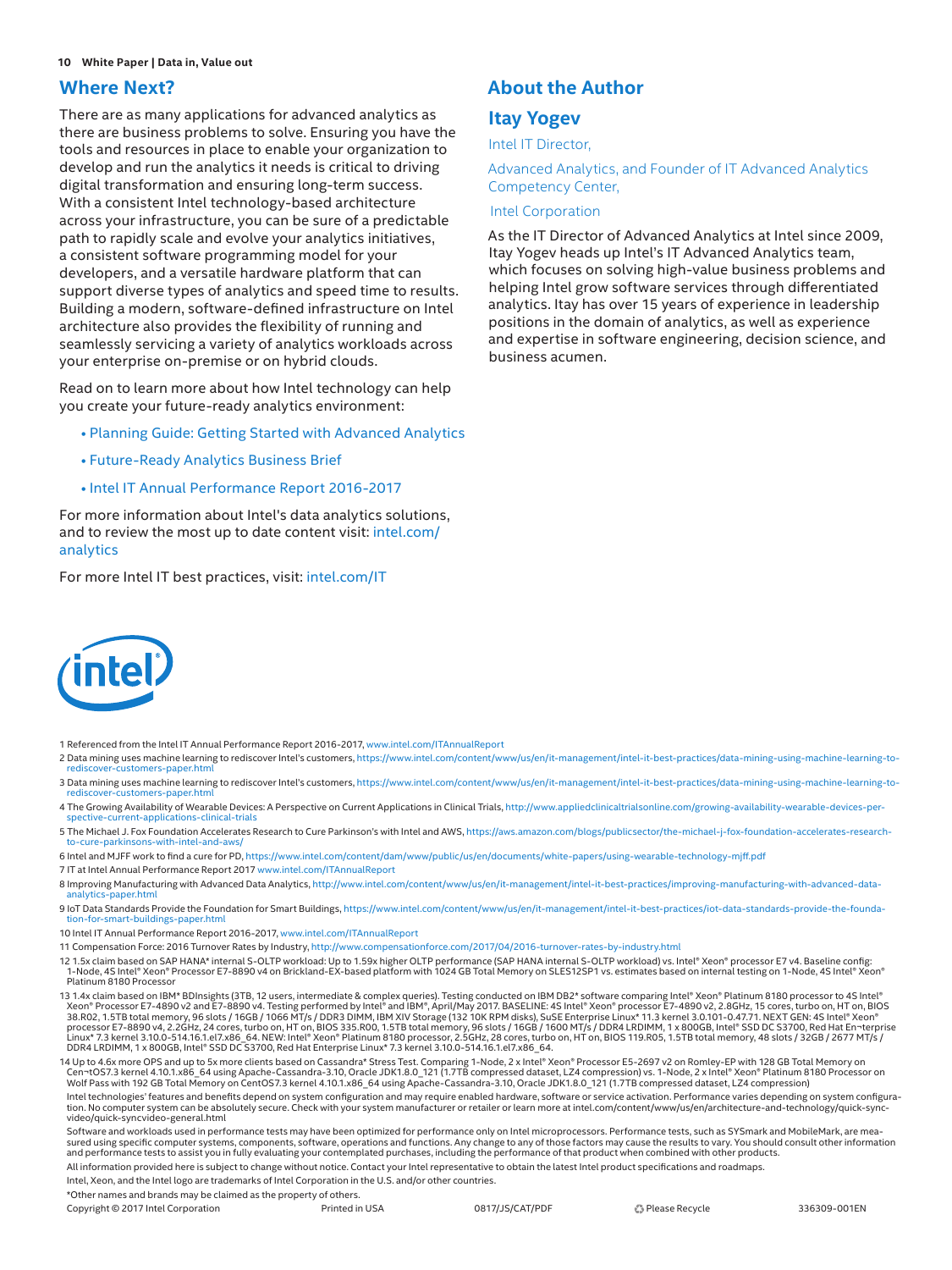## Where Next?

There are as many applications for advanced analytics as there are business problems to solve. Ensuring you have the tools and resources in place to enable your organization to develop and run the analytics it needs is critical to driving digital transformation and ensuring long-term success. With a consistent Intel technology-based architecture across your infrastructure, you can be sure of a predictable path to rapidly scale and evolve your analytics initiatives, a consistent software programming model for your developers, and a versatile hardware platform that can support diverse types of analytics and speed time to results. Building a modern, software-defined infrastructure on Intel architecture also provides the flexibility of running and seamlessly servicing a variety of analytics workloads across your enterprise on-premise or on hybrid clouds.

Read on to learn more about how Intel technology can help you create your future-ready analytics environment:

- Planning Guide: Getting Started with Advanced Analytics
- Future-Ready Analytics Business Brief
- Intel IT Annual Performance Report 2016-2017

For more information about Intel's data analytics solutions, and to review the most up to date content visit: intel.com/analytics

For more Intel IT best practices, visit: intel.com/IT

## About the Author

### Itay Yogev

Intel IT Director,

Advanced Analytics, and Founder of IT Advanced Analytics Competency Center,

Intel Corporation

As the IT Director of Advanced Analytics at Intel since 2009, Itay Yogev heads up Intel's IT Advanced Analytics team, which focuses on solving high-value business problems and helping Intel grow software services through differentiated analytics. Itay has over 15 years of experience in leadership positions in the domain of analytics, as well as experience and expertise in software engineering, decision science, and business acumen.

1 Referenced from the Intel IT Annual Performance Report 2016-2017, www.intel.com/ITAnnualReport

2 Data mining uses machine learning to rediscover Intel's customers, https://www.intel.com/content/www/us/en/it-management/intel-it-best-practices/data-mining-using-machine-learning-to-rediscover-customers-paper.html

3 Data mining uses machine learning to rediscover Intel's customers, https://www.intel.com/content/www/us/en/it-management/intel-it-best-practices/data-mining-using-machine-learning-to-rediscover-customers-paper.html

4 The Growing Availability of Wearable Devices: A Perspective on Current Applications in Clinical Trials, http://www.appliedclinicaltrialsonline.com/growing-availability-wearable-devices-perspective-current-applications-clinical-trials

5 The Michael J. Fox Foundation Accelerates Research to Cure Parkinson's with Intel and AWS, https://aws.amazon.com/blogs/publicsector/the-michael-j-fox-foundation-accelerates-research-to-cure-parkinsons-with-intel-and-aws/

6 Intel and MJFF work to find a cure for PD, https://www.intel.com/content/dam/www/public/us/en/documents/white-papers/using-wearable-technology-mjff.pdf

7 IT at Intel Annual Performance Report 2017 www.intel.com/ITAnnualReport

8 Improving Manufacturing with Advanced Data Analytics, http://www.intel.com/content/www/us/en/it-management/intel-it-best-practices/improving-manufacturing-with-advanced-data-analytics-paper.html

9 IoT Data Standards Provide the Foundation for Smart Buildings, https://www.intel.com/content/www/us/en/it-management/intel-it-best-practices/iot-data-standards-provide-the-foundation-for-smart-buildings-paper.html

10 Intel IT Annual Performance Report 2016-2017, www.intel.com/ITAnnualReport

11 Compensation Force: 2016 Turnover Rates by Industry, http://www.compensationforce.com/2017/04/2016-turnover-rates-by-industry.html

12 1.5x claim based on SAP HANA* internal S-OLTP workload: Up to 1.59x higher OLTP performance (SAP HANA internal S-OLTP workload) vs. Intel® Xeon® processor E7 v4. Baseline config: 1-Node, 4S Intel® Xeon® Processor E7-8890 v4 on Brickland-EX-based platform with 1024 GB Total Memory on SLES12SP1 vs. estimates based on internal testing on 1-Node, 4S Intel® Xeon® Platinum 8180 Processor

13 1.4x claim based on IBM* BDInsights (3TB, 12 users, intermediate & complex queries). Testing conducted on IBM DB2* software comparing Intel® Xeon® Platinum 8180 processor to 4S Intel® Xeon® Processor E7-4890 v2 and E7-8890 v4. Testing performed by Intel® and IBM®, April/May 2017. BASELINE: 4S Intel® Xeon® processor E7-4890 v2, 2.8GHz, 15 cores, turbo on, HT on, BIOS 38.R02, 1.5TB total memory, 96 slots / 16GB / 1066 MT/s / DDR3 DIMM, IBM XIV Storage (132 10K RPM disks), SuSE Enterprise Linux* 11.3 kernel 3.0.101-0.47.71. NEXT GEN: 4S Intel® Xeon® processor E7-8890 v4, 2.2GHz, 24 cores, turbo on, HT on, BIOS 335.R00, 1.5TB total memory, 96 slots / 16GB / 1600 MT/s / DDR4 LRDIMM, 1 x 800GB, Intel® SSD DC S3700, Red Hat En¬terprise Linux* 7.3 kernel 3.10.0-514.16.1.el7.x86_64. NEW: Intel® Xeon® Platinum 8180 processor, 2.5GHz, 28 cores, turbo on, HT on, BIOS 119.R05, 1.5TB total memory, 48 slots / 32GB / 2677 MT/s / DDR4 LRDIMM, 1 x 800GB, Intel® SSD DC S3700, Red Hat Enterprise Linux* 7.3 kernel 3.10.0-514.16.1.el7.x86_64.

14 Up to 4.6x more OPS and up to 5x more clients based on Cassandra* Stress Test. Comparing 1-Node, 2 x Intel® Xeon® Processor E5-2697 v2 on Romley-EP with 128 GB Total Memory on Cen¬tOS7.3 kernel 4.10.1.x86_64 using Apache-Cassandra-3.10, Oracle JDK1.8.0_121 (1.7TB compressed dataset, LZ4 compression) vs. 1-Node, 2 x Intel® Xeon® Platinum 8180 Processor on Wolf Pass with 192 GB Total Memory on CentOS7.3 kernel 4.10.1.x86_64 using Apache-Cassandra-3.10, Oracle JDK1.8.0_121 (1.7TB compressed dataset, LZ4 compression)

Intel technologies' features and benefits depend on system configuration and may require enabled hardware, software or service activation. Performance varies depending on system configuration. No computer system can be absolutely secure. Check with your system manufacturer or retailer or learn more at intel.com/content/www/us/en/architecture-and-technology/quick-sync-video/quick-syncvideo-general.html

Software and workloads used in performance tests may have been optimized for performance only on Intel microprocessors. Performance tests, such as SYSmark and MobileMark, are measured using specific computer systems, components, software, operations and functions. Any change to any of those factors may cause the results to vary. You should consult other information and performance tests to assist you in fully evaluating your contemplated purchases, including the performance of that product when combined with other products.

All information provided here is subject to change without notice. Contact your Intel representative to obtain the latest Intel product specifications and roadmaps.

Intel, Xeon, and the Intel logo are trademarks of Intel Corporation in the U.S. and/or other countries.

*Other names and brands may be claimed as the property of others.

Copyright © 2017 Intel Corporation    Printed in USA    0817/JS/CAT/PDF    Please Recycle    336309-001EN